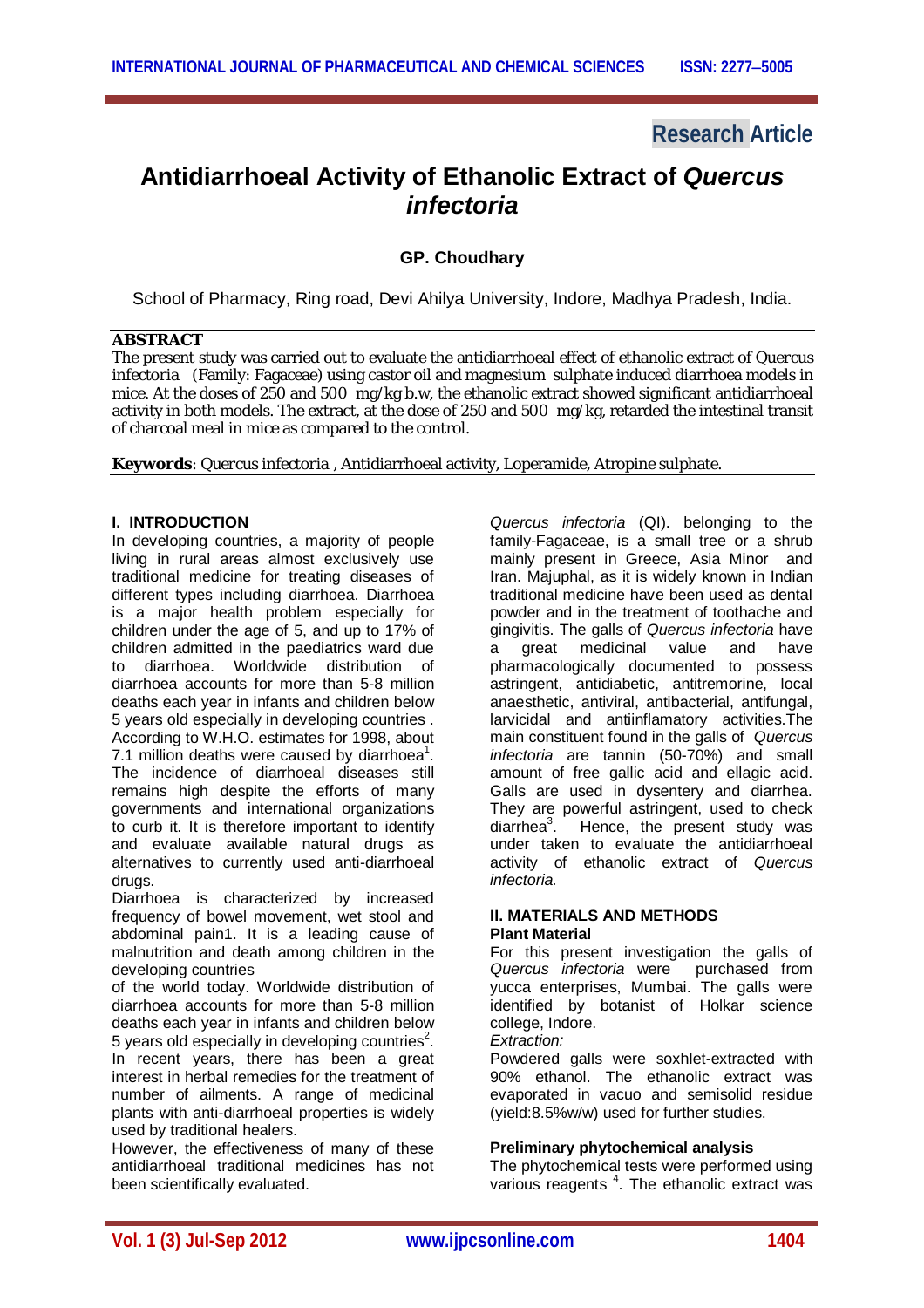Research Article

# Antidiarrhoeal Activity of Ethanolic Extract of *Quercus infectoria*

**GP. Choudhary**

School of Pharmacy, Ring road, Devi Ahilya University, Indore, Madhya Pradesh, India.

## ABSTRACT

The present study was carried out to evaluate the antidiarrhoeal effect of ethanolic extract of Quercus infectoria (Family: Fagaceae) using castor oil and magnesium sulphate induced diarrhoea models in mice. At the doses of 250 and 500 mg/kg b.w, the ethanolic extract showed significant antidiarrhoeal activity in both models. The extract, at the dose of 250 and 500 mg/kg, retarded the intestinal transit of charcoal meal in mice as compared to the control.

**Keywords**: Quercus infectoria , Antidiarrhoeal activity, Loperamide, Atropine sulphate.

## I. INTRODUCTION

In developing countries, a majority of people living in rural areas almost exclusively use traditional medicine for treating diseases of different types including diarrhoea. Diarrhoea is a major health problem especially for children under the age of 5, and up to 17% of children admitted in the paediatrics ward due to diarrhoea. Worldwide distribution of diarrhoea accounts for more than 5-8 million deaths each year in infants and children below 5 years old especially in developing countries . According to W.H.O. estimates for 1998, about 7.1 million deaths were caused by diarrhoea[1]. The incidence of diarrhoeal diseases still remains high despite the efforts of many governments and international organizations to curb it. It is therefore important to identify and evaluate available natural drugs as alternatives to currently used anti-diarrhoeal drugs.

Diarrhoea is characterized by increased frequency of bowel movement, wet stool and abdominal pain1. It is a leading cause of malnutrition and death among children in the developing countries of the world today. Worldwide distribution of diarrhoea accounts for more than 5-8 million deaths each year in infants and children below 5 years old especially in developing countries[2].

In recent years, there has been a great interest in herbal remedies for the treatment of number of ailments. A range of medicinal plants with anti-diarrhoeal properties is widely used by traditional healers.

However, the effectiveness of many of these antidiarrhoeal traditional medicines has not been scientifically evaluated.

*Quercus infectoria* (QI). belonging to the family-Fagaceae, is a small tree or a shrub mainly present in Greece, Asia Minor and Iran. Majuphal, as it is widely known in Indian traditional medicine have been used as dental powder and in the treatment of toothache and gingivitis. The galls of *Quercus infectoria* have a great medicinal value and have pharmacologically documented to possess astringent, antidiabetic, antitremorine, local anaesthetic, antiviral, antibacterial, antifungal, larvicidal and antiinflamatory activities.The main constituent found in the galls of *Quercus infectoria* are tannin (50-70%) and small amount of free gallic acid and ellagic acid. Galls are used in dysentery and diarrhea. They are powerful astringent, used to check diarrhea[3]. Hence, the present study was under taken to evaluate the antidiarrhoeal activity of ethanolic extract of *Quercus infectoria.*

## II. MATERIALS AND METHODS

### Plant Material

For this present investigation the galls of *Quercus infectoria* were purchased from yucca enterprises, Mumbai. The galls were identified by botanist of Holkar science college, Indore.

*Extraction:*

Powdered galls were soxhlet-extracted with 90% ethanol. The ethanolic extract was evaporated in vacuo and semisolid residue (yield:8.5%w/w) used for further studies.

### Preliminary phytochemical analysis

The phytochemical tests were performed using various reagents [4]. The ethanolic extract was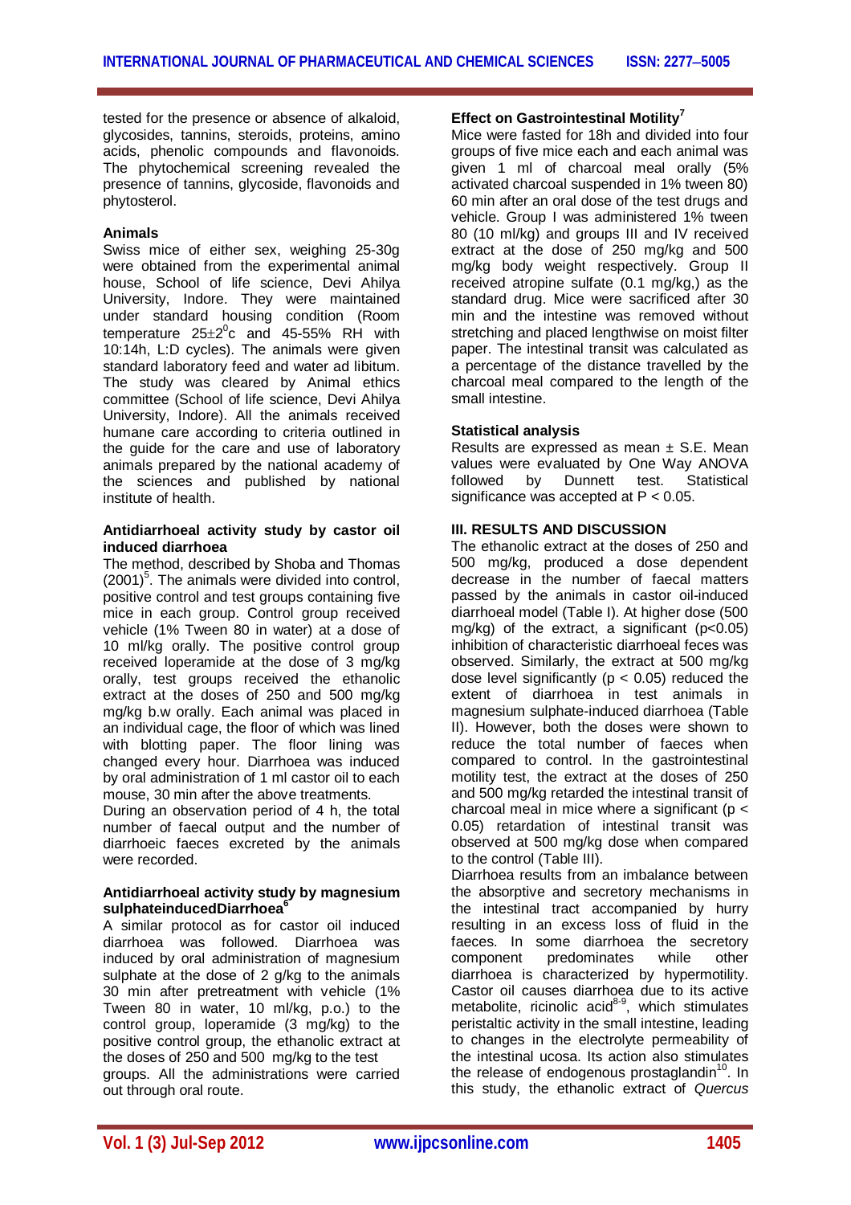tested for the presence or absence of alkaloid, glycosides, tannins, steroids, proteins, amino acids, phenolic compounds and flavonoids. The phytochemical screening revealed the presence of tannins, glycoside, flavonoids and phytosterol.

### Animals

Swiss mice of either sex, weighing 25-30g were obtained from the experimental animal house, School of life science, Devi Ahilya University, Indore. They were maintained under standard housing condition (Room temperature $25\pm2^0$c and 45-55% RH with 10:14h, L:D cycles). The animals were given standard laboratory feed and water ad libitum. The study was cleared by Animal ethics committee (School of life science, Devi Ahilya University, Indore). All the animals received humane care according to criteria outlined in the guide for the care and use of laboratory animals prepared by the national academy of the sciences and published by national institute of health.

### Antidiarrhoeal activity study by castor oil induced diarrhoea

The method, described by Shoba and Thomas (2001)[5]. The animals were divided into control, positive control and test groups containing five mice in each group. Control group received vehicle (1% Tween 80 in water) at a dose of 10 ml/kg orally. The positive control group received loperamide at the dose of 3 mg/kg orally, test groups received the ethanolic extract at the doses of 250 and 500 mg/kg mg/kg b.w orally. Each animal was placed in an individual cage, the floor of which was lined with blotting paper. The floor lining was changed every hour. Diarrhoea was induced by oral administration of 1 ml castor oil to each mouse, 30 min after the above treatments.

During an observation period of 4 h, the total number of faecal output and the number of diarrhoeic faeces excreted by the animals were recorded.

### Antidiarrhoeal activity study by magnesium sulphateinducedDiarrhoea[6]

A similar protocol as for castor oil induced diarrhoea was followed. Diarrhoea was induced by oral administration of magnesium sulphate at the dose of 2 g/kg to the animals 30 min after pretreatment with vehicle (1% Tween 80 in water, 10 ml/kg, p.o.) to the control group, loperamide (3 mg/kg) to the positive control group, the ethanolic extract at the doses of 250 and 500 mg/kg to the test groups. All the administrations were carried out through oral route.

### Effect on Gastrointestinal Motility[7]

Mice were fasted for 18h and divided into four groups of five mice each and each animal was given 1 ml of charcoal meal orally (5% activated charcoal suspended in 1% tween 80) 60 min after an oral dose of the test drugs and vehicle. Group I was administered 1% tween 80 (10 ml/kg) and groups III and IV received extract at the dose of 250 mg/kg and 500 mg/kg body weight respectively. Group II received atropine sulfate (0.1 mg/kg,) as the standard drug. Mice were sacrificed after 30 min and the intestine was removed without stretching and placed lengthwise on moist filter paper. The intestinal transit was calculated as a percentage of the distance travelled by the charcoal meal compared to the length of the small intestine.

### Statistical analysis

Results are expressed as mean ± S.E. Mean values were evaluated by One Way ANOVA followed by Dunnett test. Statistical significance was accepted at $P < 0.05$.

## III. RESULTS AND DISCUSSION

The ethanolic extract at the doses of 250 and 500 mg/kg, produced a dose dependent decrease in the number of faecal matters passed by the animals in castor oil-induced diarrhoeal model (Table I). At higher dose (500 mg/kg) of the extract, a significant ($p<0.05$) inhibition of characteristic diarrhoeal feces was observed. Similarly, the extract at 500 mg/kg dose level significantly ($p < 0.05$) reduced the extent of diarrhoea in test animals in magnesium sulphate-induced diarrhoea (Table II). However, both the doses were shown to reduce the total number of faeces when compared to control. In the gastrointestinal motility test, the extract at the doses of 250 and 500 mg/kg retarded the intestinal transit of charcoal meal in mice where a significant ($p < 0.05$) retardation of intestinal transit was observed at 500 mg/kg dose when compared to the control (Table III).

Diarrhoea results from an imbalance between the absorptive and secretory mechanisms in the intestinal tract accompanied by hurry resulting in an excess loss of fluid in the faeces. In some diarrhoea the secretory component predominates while other diarrhoea is characterized by hypermotility. Castor oil causes diarrhoea due to its active metabolite, ricinolic acid[8-9], which stimulates peristaltic activity in the small intestine, leading to changes in the electrolyte permeability of the intestinal ucosa. Its action also stimulates the release of endogenous prostaglandin[10]. In this study, the ethanolic extract of *Quercus*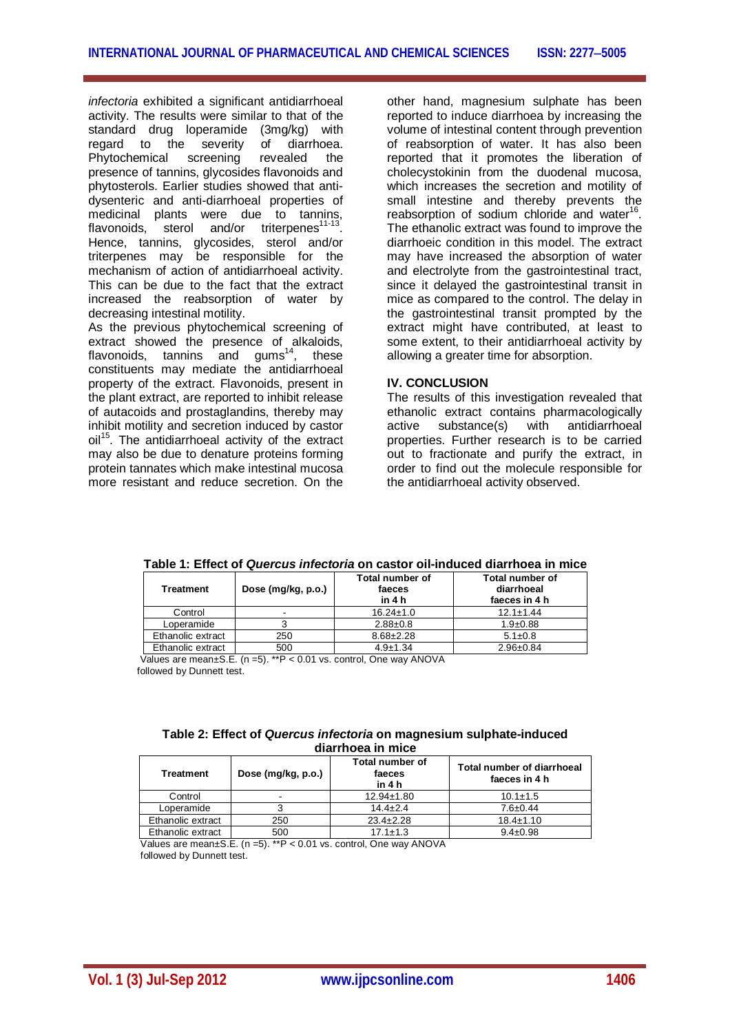*infectoria* exhibited a significant antidiarrhoeal activity. The results were similar to that of the standard drug loperamide (3mg/kg) with regard to the severity of diarrhoea. Phytochemical screening revealed the presence of tannins, glycosides flavonoids and phytosterols. Earlier studies showed that anti-dysenteric and anti-diarrhoeal properties of medicinal plants were due to tannins, flavonoids, sterol and/or triterpenes[11-13]. Hence, tannins, glycosides, sterol and/or triterpenes may be responsible for the mechanism of action of antidiarrhoeal activity. This can be due to the fact that the extract increased the reabsorption of water by decreasing intestinal motility.

As the previous phytochemical screening of extract showed the presence of alkaloids, flavonoids, tannins and gums[14], these constituents may mediate the antidiarrhoeal property of the extract. Flavonoids, present in the plant extract, are reported to inhibit release of autacoids and prostaglandins, thereby may inhibit motility and secretion induced by castor oil[15]. The antidiarrhoeal activity of the extract may also be due to denature proteins forming protein tannates which make intestinal mucosa more resistant and reduce secretion. On the other hand, magnesium sulphate has been reported to induce diarrhoea by increasing the volume of intestinal content through prevention of reabsorption of water. It has also been reported that it promotes the liberation of cholecystokinin from the duodenal mucosa, which increases the secretion and motility of small intestine and thereby prevents the reabsorption of sodium chloride and water[16]. The ethanolic extract was found to improve the diarrhoeic condition in this model. The extract may have increased the absorption of water and electrolyte from the gastrointestinal tract, since it delayed the gastrointestinal transit in mice as compared to the control. The delay in the gastrointestinal transit prompted by the extract might have contributed, at least to some extent, to their antidiarrhoeal activity by allowing a greater time for absorption.

## IV. CONCLUSION

The results of this investigation revealed that ethanolic extract contains pharmacologically active substance(s) with antidiarrhoeal properties. Further research is to be carried out to fractionate and purify the extract, in order to find out the molecule responsible for the antidiarrhoeal activity observed.

**Table 1: Effect of *Quercus infectoria* on castor oil-induced diarrhoea in mice**

| Treatment | Dose (mg/kg, p.o.) | Total number of faeces in 4 h | Total number of diarrhoeal faeces in 4 h |
|---|---|---|---|
| Control | - | 16.24±1.0 | 12.1±1.44 |
| Loperamide | 3 | 2.88±0.8 | 1.9±0.88 |
| Ethanolic extract | 250 | 8.68±2.28 | 5.1±0.8 |
| Ethanolic extract | 500 | 4.9±1.34 | 2.96±0.84 |

Values are mean±S.E. (n =5). **P < 0.01 vs. control, One way ANOVA followed by Dunnett test.

**Table 2: Effect of *Quercus infectoria* on magnesium sulphate-induced diarrhoea in mice**

| Treatment | Dose (mg/kg, p.o.) | Total number of faeces in 4 h | Total number of diarrhoeal faeces in 4 h |
|---|---|---|---|
| Control | - | 12.94±1.80 | 10.1±1.5 |
| Loperamide | 3 | 14.4±2.4 | 7.6±0.44 |
| Ethanolic extract | 250 | 23.4±2.28 | 18.4±1.10 |
| Ethanolic extract | 500 | 17.1±1.3 | 9.4±0.98 |

Values are mean±S.E. (n =5). **P < 0.01 vs. control, One way ANOVA followed by Dunnett test.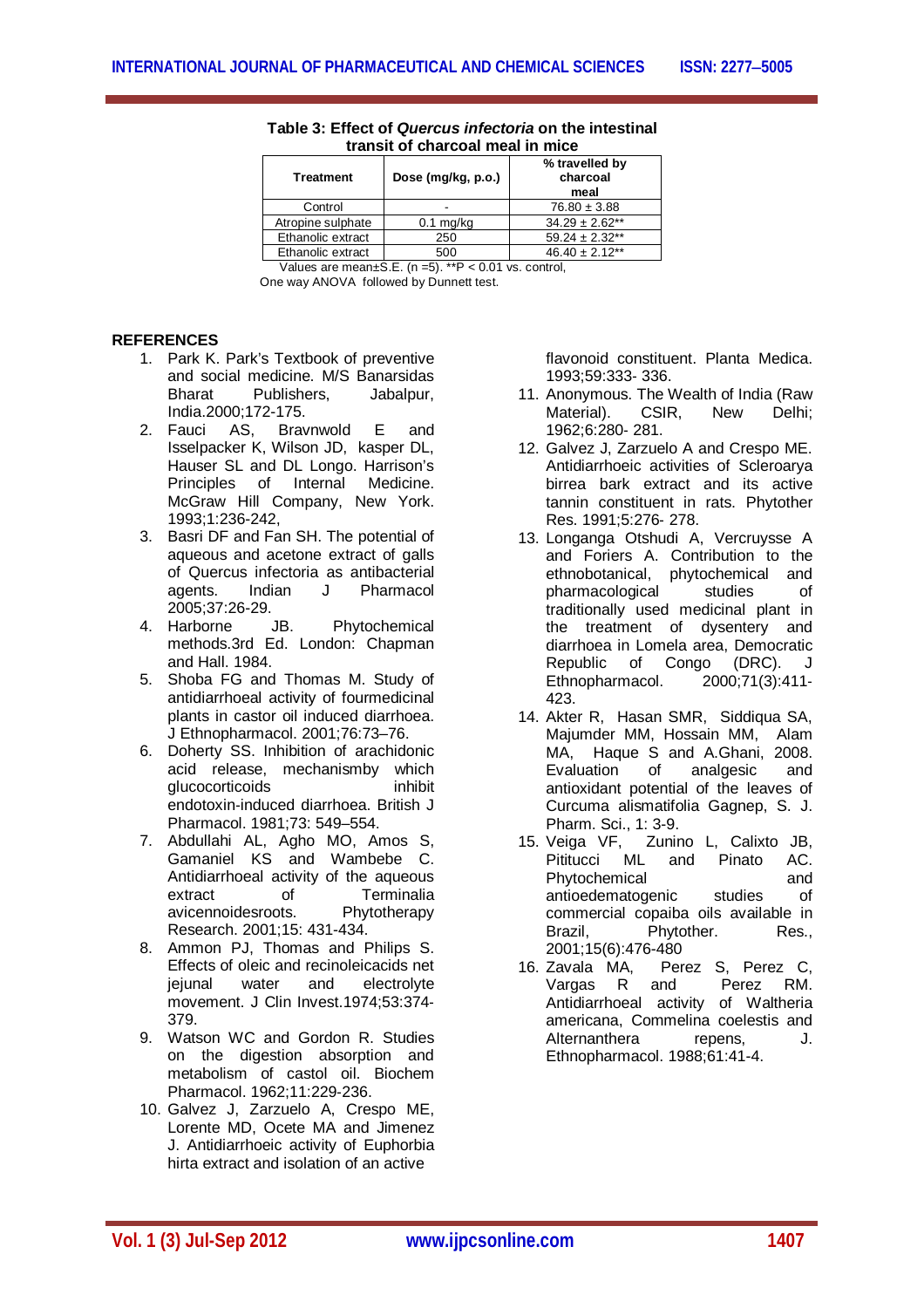**Table 3: Effect of *Quercus infectoria* on the intestinal transit of charcoal meal in mice**

| Treatment | Dose (mg/kg, p.o.) | % travelled by charcoal meal |
|---|---|---|
| Control | - | 76.80 ± 3.88 |
| Atropine sulphate | 0.1 mg/kg | 34.29 ± 2.62** |
| Ethanolic extract | 250 | 59.24 ± 2.32** |
| Ethanolic extract | 500 | 46.40 ± 2.12** |

Values are mean±S.E. (n =5). **P < 0.01 vs. control, One way ANOVA followed by Dunnett test.

## REFERENCES

1. Park K. Park's Textbook of preventive and social medicine. M/S Banarsidas Bharat Publishers, Jabalpur, India.2000;172-175.
2. Fauci AS, Bravnwold E and Isselpacker K, Wilson JD, kasper DL, Hauser SL and DL Longo. Harrison's Principles of Internal Medicine. McGraw Hill Company, New York. 1993;1:236-242,
3. Basri DF and Fan SH. The potential of aqueous and acetone extract of galls of Quercus infectoria as antibacterial agents. Indian J Pharmacol 2005;37:26-29.
4. Harborne JB. Phytochemical methods.3rd Ed. London: Chapman and Hall. 1984.
5. Shoba FG and Thomas M. Study of antidiarrhoeal activity of fourmedicinal plants in castor oil induced diarrhoea. J Ethnopharmacol. 2001;76:73–76.
6. Doherty SS. Inhibition of arachidonic acid release, mechanismby which glucocorticoids inhibit endotoxin-induced diarrhoea. British J Pharmacol. 1981;73: 549–554.
7. Abdullahi AL, Agho MO, Amos S, Gamaniel KS and Wambebe C. Antidiarrhoeal activity of the aqueous extract of Terminalia avicennoidesroots. Phytotherapy Research. 2001;15: 431-434.
8. Ammon PJ, Thomas and Philips S. Effects of oleic and recinoleicacids net jejunal water and electrolyte movement. J Clin Invest.1974;53:374-379.
9. Watson WC and Gordon R. Studies on the digestion absorption and metabolism of castol oil. Biochem Pharmacol. 1962;11:229-236.
10. Galvez J, Zarzuelo A, Crespo ME, Lorente MD, Ocete MA and Jimenez J. Antidiarrhoeic activity of Euphorbia hirta extract and isolation of an active flavonoid constituent. Planta Medica. 1993;59:333- 336.
11. Anonymous. The Wealth of India (Raw Material). CSIR, New Delhi; 1962;6:280- 281.
12. Galvez J, Zarzuelo A and Crespo ME. Antidiarrhoeic activities of Scleroarya birrea bark extract and its active tannin constituent in rats. Phytother Res. 1991;5:276- 278.
13. Longanga Otshudi A, Vercruysse A and Foriers A. Contribution to the ethnobotanical, phytochemical and pharmacological studies of traditionally used medicinal plant in the treatment of dysentery and diarrhoea in Lomela area, Democratic Republic of Congo (DRC). J Ethnopharmacol. 2000;71(3):411-423.
14. Akter R, Hasan SMR, Siddiqua SA, Majumder MM, Hossain MM, Alam MA, Haque S and A.Ghani, 2008. Evaluation of analgesic and antioxidant potential of the leaves of Curcuma alismatifolia Gagnep, S. J. Pharm. Sci., 1: 3-9.
15. Veiga VF, Zunino L, Calixto JB, Pitiucci ML and Pinato AC. Phytochemical and antioedematogenic studies of commercial copaiba oils available in Brazil, Phytother. Res., 2001;15(6):476-480
16. Zavala MA, Perez S, Perez C, Vargas R and Perez RM. Antidiarrhoeal activity of Waltheria americana, Commelina coelestis and Alternanthera repens, J. Ethnopharmacol. 1988;61:41-4.